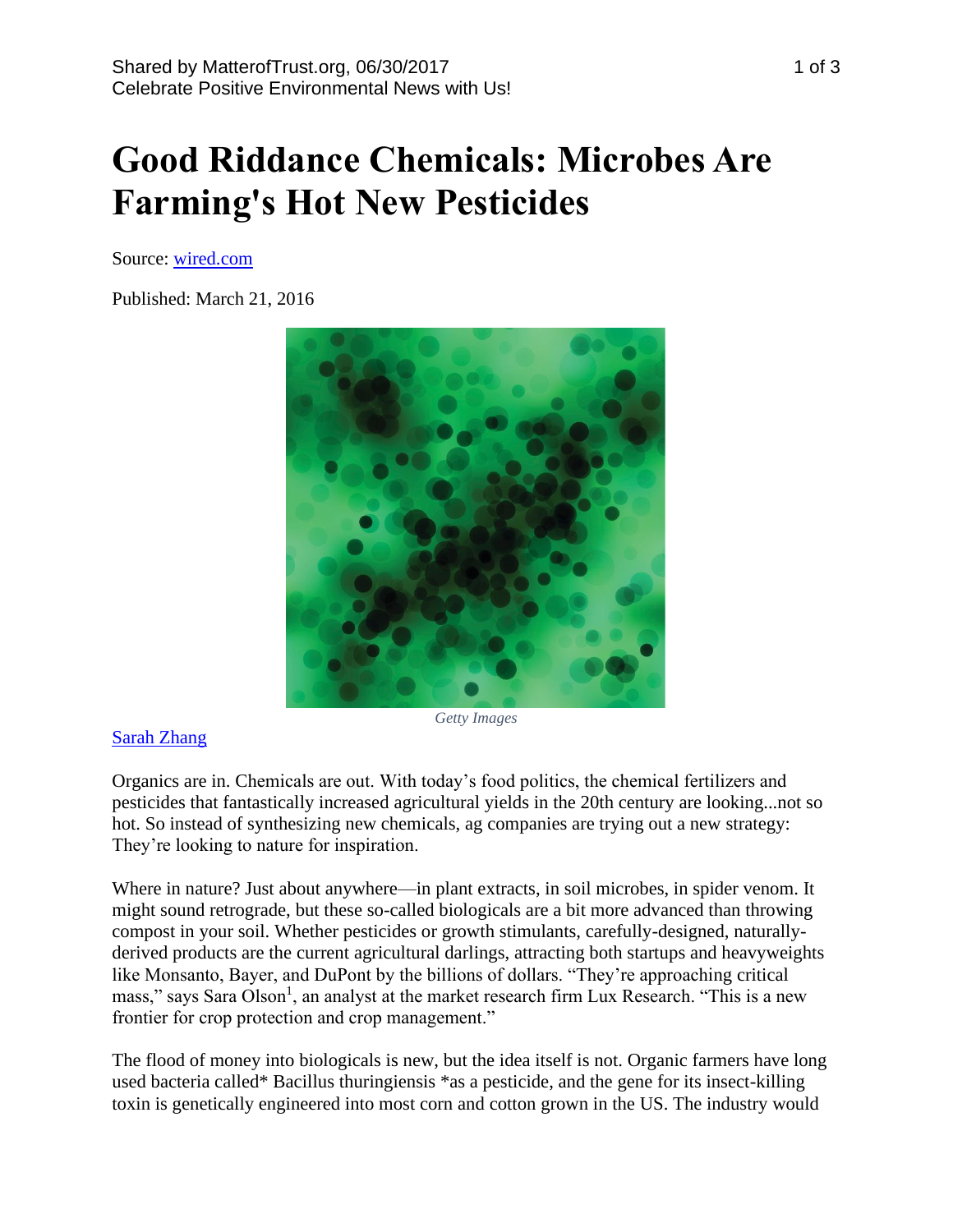Shared by MatterofTrust.org, 06/30/2017
Celebrate Positive Environmental News with Us!

# Good Riddance Chemicals: Microbes Are Farming's Hot New Pesticides

Source: wired.com

Published: March 21, 2016

*Getty Images*

Sarah Zhang

Organics are in. Chemicals are out. With today's food politics, the chemical fertilizers and pesticides that fantastically increased agricultural yields in the 20th century are looking...not so hot. So instead of synthesizing new chemicals, ag companies are trying out a new strategy: They're looking to nature for inspiration.

Where in nature? Just about anywhere—in plant extracts, in soil microbes, in spider venom. It might sound retrograde, but these so-called biologicals are a bit more advanced than throwing compost in your soil. Whether pesticides or growth stimulants, carefully-designed, naturally-derived products are the current agricultural darlings, attracting both startups and heavyweights like Monsanto, Bayer, and DuPont by the billions of dollars. "They're approaching critical mass," says Sara Olson[1], an analyst at the market research firm Lux Research. "This is a new frontier for crop protection and crop management."

The flood of money into biologicals is new, but the idea itself is not. Organic farmers have long used bacteria called* Bacillus thuringiensis *as a pesticide, and the gene for its insect-killing toxin is genetically engineered into most corn and cotton grown in the US. The industry would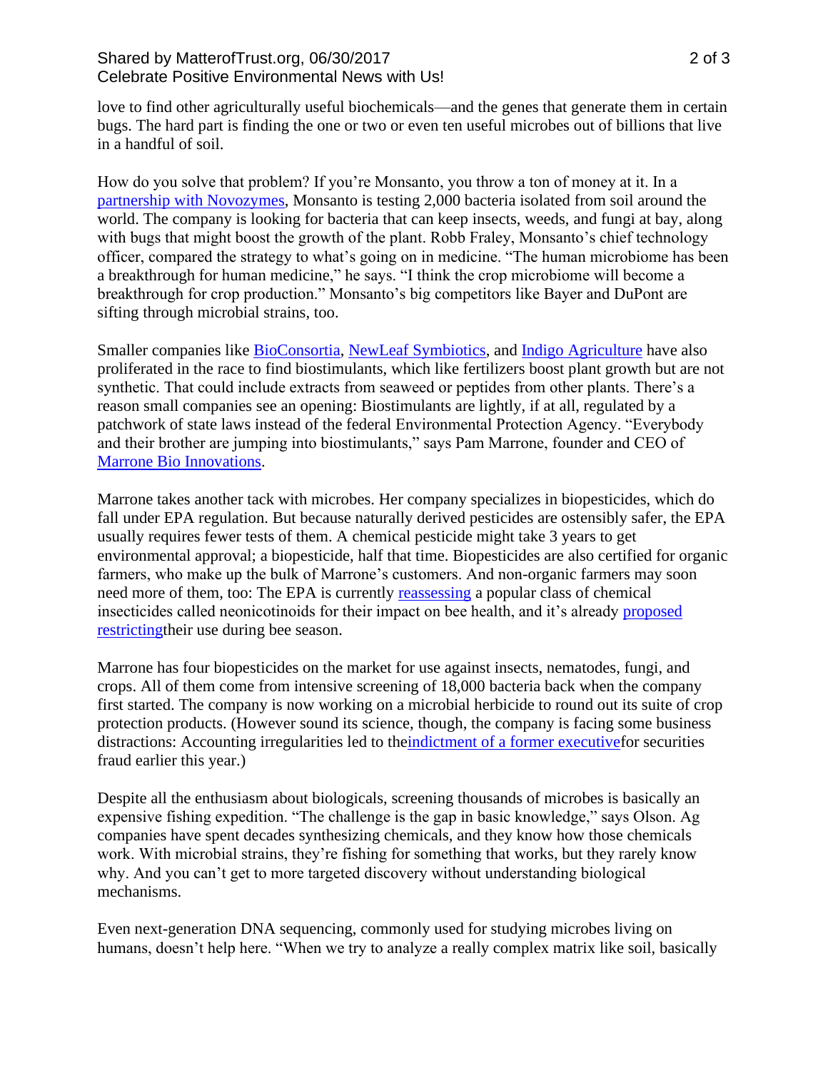love to find other agriculturally useful biochemicals—and the genes that generate them in certain bugs. The hard part is finding the one or two or even ten useful microbes out of billions that live in a handful of soil.

How do you solve that problem? If you're Monsanto, you throw a ton of money at it. In a partnership with Novozymes, Monsanto is testing 2,000 bacteria isolated from soil around the world. The company is looking for bacteria that can keep insects, weeds, and fungi at bay, along with bugs that might boost the growth of the plant. Robb Fraley, Monsanto's chief technology officer, compared the strategy to what's going on in medicine. "The human microbiome has been a breakthrough for human medicine," he says. "I think the crop microbiome will become a breakthrough for crop production." Monsanto's big competitors like Bayer and DuPont are sifting through microbial strains, too.

Smaller companies like BioConsortia, NewLeaf Symbiotics, and Indigo Agriculture have also proliferated in the race to find biostimulants, which like fertilizers boost plant growth but are not synthetic. That could include extracts from seaweed or peptides from other plants. There's a reason small companies see an opening: Biostimulants are lightly, if at all, regulated by a patchwork of state laws instead of the federal Environmental Protection Agency. "Everybody and their brother are jumping into biostimulants," says Pam Marrone, founder and CEO of Marrone Bio Innovations.

Marrone takes another tack with microbes. Her company specializes in biopesticides, which do fall under EPA regulation. But because naturally derived pesticides are ostensibly safer, the EPA usually requires fewer tests of them. A chemical pesticide might take 3 years to get environmental approval; a biopesticide, half that time. Biopesticides are also certified for organic farmers, who make up the bulk of Marrone's customers. And non-organic farmers may soon need more of them, too: The EPA is currently reassessing a popular class of chemical insecticides called neonicotinoids for their impact on bee health, and it's already proposed restrictingtheir use during bee season.

Marrone has four biopesticides on the market for use against insects, nematodes, fungi, and crops. All of them come from intensive screening of 18,000 bacteria back when the company first started. The company is now working on a microbial herbicide to round out its suite of crop protection products. (However sound its science, though, the company is facing some business distractions: Accounting irregularities led to theindictment of a former executivefor securities fraud earlier this year.)

Despite all the enthusiasm about biologicals, screening thousands of microbes is basically an expensive fishing expedition. "The challenge is the gap in basic knowledge," says Olson. Ag companies have spent decades synthesizing chemicals, and they know how those chemicals work. With microbial strains, they're fishing for something that works, but they rarely know why. And you can't get to more targeted discovery without understanding biological mechanisms.

Even next-generation DNA sequencing, commonly used for studying microbes living on humans, doesn't help here. "When we try to analyze a really complex matrix like soil, basically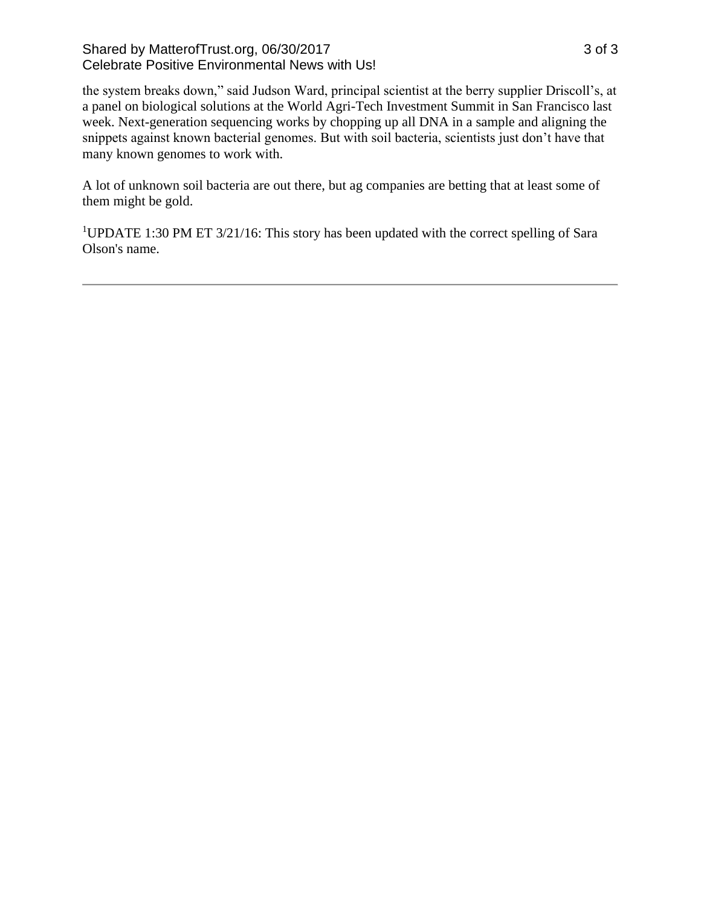the system breaks down," said Judson Ward, principal scientist at the berry supplier Driscoll's, at a panel on biological solutions at the World Agri-Tech Investment Summit in San Francisco last week. Next-generation sequencing works by chopping up all DNA in a sample and aligning the snippets against known bacterial genomes. But with soil bacteria, scientists just don't have that many known genomes to work with.

A lot of unknown soil bacteria are out there, but ag companies are betting that at least some of them might be gold.

[1]UPDATE 1:30 PM ET 3/21/16: This story has been updated with the correct spelling of Sara Olson's name.

---